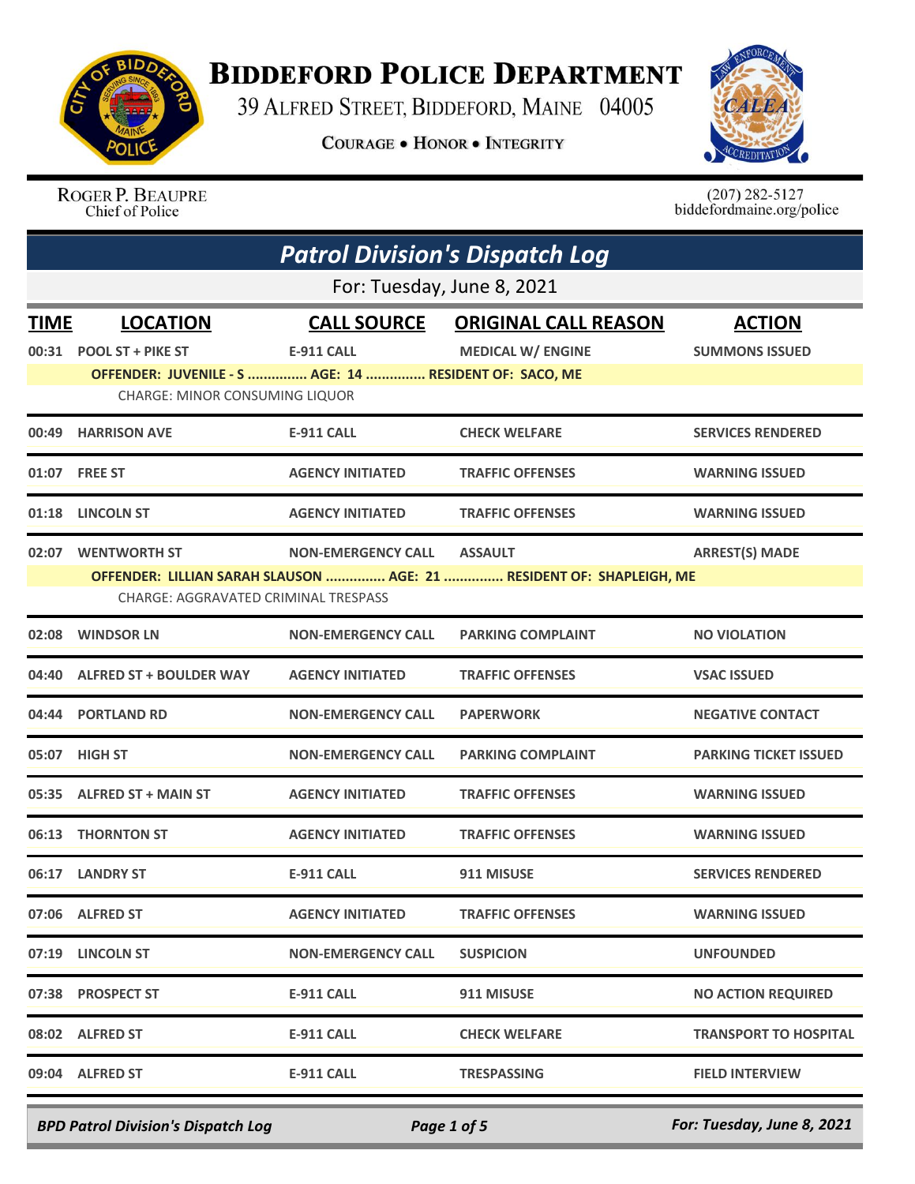# Biddeford Police Department

39 Alfred Street, Biddeford, Maine 04005

**Courage • Honor • Integrity**

Roger P. Beaupre
Chief of Police

(207) 282-5127
biddefordmaine.org/police

## *Patrol Division's Dispatch Log*

For: Tuesday, June 8, 2021

| TIME | LOCATION | CALL SOURCE | ORIGINAL CALL REASON | ACTION |
|---|---|---|---|---|
| 00:31 | POOL ST + PIKE ST | E-911 CALL | MEDICAL W/ ENGINE | SUMMONS ISSUED |
| | OFFENDER: JUVENILE - S ............... AGE: 14 ............... RESIDENT OF: SACO, ME | | | |
| | CHARGE: MINOR CONSUMING LIQUOR | | | |
| 00:49 | HARRISON AVE | E-911 CALL | CHECK WELFARE | SERVICES RENDERED |
| 01:07 | FREE ST | AGENCY INITIATED | TRAFFIC OFFENSES | WARNING ISSUED |
| 01:18 | LINCOLN ST | AGENCY INITIATED | TRAFFIC OFFENSES | WARNING ISSUED |
| 02:07 | WENTWORTH ST | NON-EMERGENCY CALL | ASSAULT | ARREST(S) MADE |
| | OFFENDER: LILLIAN SARAH SLAUSON ............... AGE: 21 ............... RESIDENT OF: SHAPLEIGH, ME | | | |
| | CHARGE: AGGRAVATED CRIMINAL TRESPASS | | | |
| 02:08 | WINDSOR LN | NON-EMERGENCY CALL | PARKING COMPLAINT | NO VIOLATION |
| 04:40 | ALFRED ST + BOULDER WAY | AGENCY INITIATED | TRAFFIC OFFENSES | VSAC ISSUED |
| 04:44 | PORTLAND RD | NON-EMERGENCY CALL | PAPERWORK | NEGATIVE CONTACT |
| 05:07 | HIGH ST | NON-EMERGENCY CALL | PARKING COMPLAINT | PARKING TICKET ISSUED |
| 05:35 | ALFRED ST + MAIN ST | AGENCY INITIATED | TRAFFIC OFFENSES | WARNING ISSUED |
| 06:13 | THORNTON ST | AGENCY INITIATED | TRAFFIC OFFENSES | WARNING ISSUED |
| 06:17 | LANDRY ST | E-911 CALL | 911 MISUSE | SERVICES RENDERED |
| 07:06 | ALFRED ST | AGENCY INITIATED | TRAFFIC OFFENSES | WARNING ISSUED |
| 07:19 | LINCOLN ST | NON-EMERGENCY CALL | SUSPICION | UNFOUNDED |
| 07:38 | PROSPECT ST | E-911 CALL | 911 MISUSE | NO ACTION REQUIRED |
| 08:02 | ALFRED ST | E-911 CALL | CHECK WELFARE | TRANSPORT TO HOSPITAL |
| 09:04 | ALFRED ST | E-911 CALL | TRESPASSING | FIELD INTERVIEW |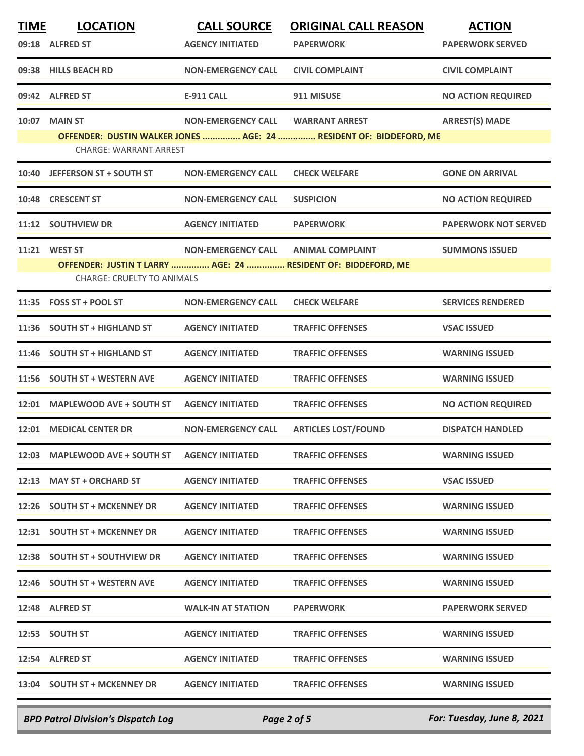| TIME | LOCATION | CALL SOURCE | ORIGINAL CALL REASON | ACTION |
|---|---|---|---|---|
| 09:18 | ALFRED ST | AGENCY INITIATED | PAPERWORK | PAPERWORK SERVED |
| 09:38 | HILLS BEACH RD | NON-EMERGENCY CALL | CIVIL COMPLAINT | CIVIL COMPLAINT |
| 09:42 | ALFRED ST | E-911 CALL | 911 MISUSE | NO ACTION REQUIRED |
| 10:07 | MAIN ST | NON-EMERGENCY CALL | WARRANT ARREST | ARREST(S) MADE |
| | OFFENDER: DUSTIN WALKER JONES ............... AGE: 24 ............... RESIDENT OF: BIDDEFORD, ME | | | |
| | CHARGE: WARRANT ARREST | | | |
| 10:40 | JEFFERSON ST + SOUTH ST | NON-EMERGENCY CALL | CHECK WELFARE | GONE ON ARRIVAL |
| 10:48 | CRESCENT ST | NON-EMERGENCY CALL | SUSPICION | NO ACTION REQUIRED |
| 11:12 | SOUTHVIEW DR | AGENCY INITIATED | PAPERWORK | PAPERWORK NOT SERVED |
| 11:21 | WEST ST | NON-EMERGENCY CALL | ANIMAL COMPLAINT | SUMMONS ISSUED |
| | OFFENDER: JUSTIN T LARRY ............... AGE: 24 ............... RESIDENT OF: BIDDEFORD, ME | | | |
| | CHARGE: CRUELTY TO ANIMALS | | | |
| 11:35 | FOSS ST + POOL ST | NON-EMERGENCY CALL | CHECK WELFARE | SERVICES RENDERED |
| 11:36 | SOUTH ST + HIGHLAND ST | AGENCY INITIATED | TRAFFIC OFFENSES | VSAC ISSUED |
| 11:46 | SOUTH ST + HIGHLAND ST | AGENCY INITIATED | TRAFFIC OFFENSES | WARNING ISSUED |
| 11:56 | SOUTH ST + WESTERN AVE | AGENCY INITIATED | TRAFFIC OFFENSES | WARNING ISSUED |
| 12:01 | MAPLEWOOD AVE + SOUTH ST | AGENCY INITIATED | TRAFFIC OFFENSES | NO ACTION REQUIRED |
| 12:01 | MEDICAL CENTER DR | NON-EMERGENCY CALL | ARTICLES LOST/FOUND | DISPATCH HANDLED |
| 12:03 | MAPLEWOOD AVE + SOUTH ST | AGENCY INITIATED | TRAFFIC OFFENSES | WARNING ISSUED |
| 12:13 | MAY ST + ORCHARD ST | AGENCY INITIATED | TRAFFIC OFFENSES | VSAC ISSUED |
| 12:26 | SOUTH ST + MCKENNEY DR | AGENCY INITIATED | TRAFFIC OFFENSES | WARNING ISSUED |
| 12:31 | SOUTH ST + MCKENNEY DR | AGENCY INITIATED | TRAFFIC OFFENSES | WARNING ISSUED |
| 12:38 | SOUTH ST + SOUTHVIEW DR | AGENCY INITIATED | TRAFFIC OFFENSES | WARNING ISSUED |
| 12:46 | SOUTH ST + WESTERN AVE | AGENCY INITIATED | TRAFFIC OFFENSES | WARNING ISSUED |
| 12:48 | ALFRED ST | WALK-IN AT STATION | PAPERWORK | PAPERWORK SERVED |
| 12:53 | SOUTH ST | AGENCY INITIATED | TRAFFIC OFFENSES | WARNING ISSUED |
| 12:54 | ALFRED ST | AGENCY INITIATED | TRAFFIC OFFENSES | WARNING ISSUED |
| 13:04 | SOUTH ST + MCKENNEY DR | AGENCY INITIATED | TRAFFIC OFFENSES | WARNING ISSUED |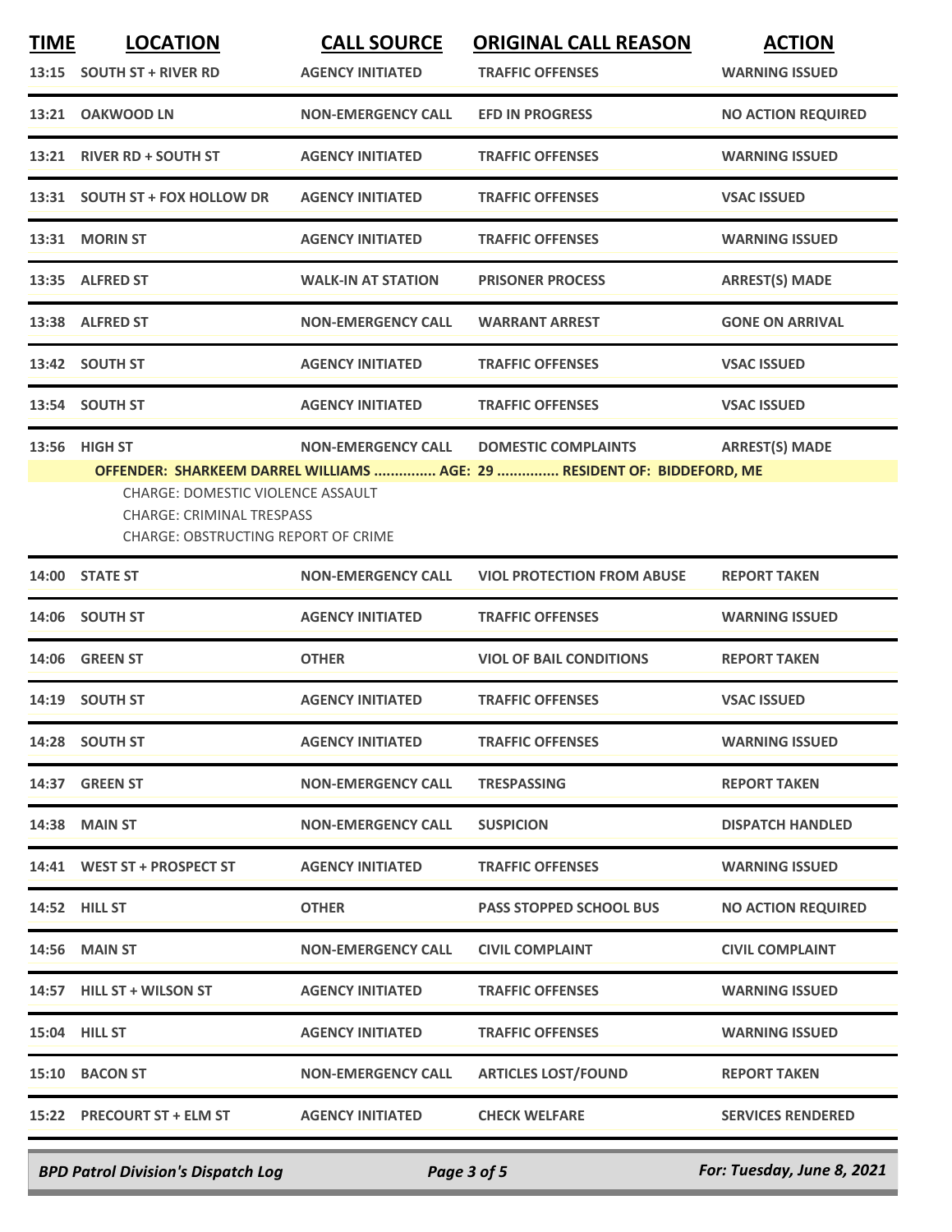| TIME | LOCATION | CALL SOURCE | ORIGINAL CALL REASON | ACTION |
|---|---|---|---|---|
| 13:15 | SOUTH ST + RIVER RD | AGENCY INITIATED | TRAFFIC OFFENSES | WARNING ISSUED |
| 13:21 | OAKWOOD LN | NON-EMERGENCY CALL | EFD IN PROGRESS | NO ACTION REQUIRED |
| 13:21 | RIVER RD + SOUTH ST | AGENCY INITIATED | TRAFFIC OFFENSES | WARNING ISSUED |
| 13:31 | SOUTH ST + FOX HOLLOW DR | AGENCY INITIATED | TRAFFIC OFFENSES | VSAC ISSUED |
| 13:31 | MORIN ST | AGENCY INITIATED | TRAFFIC OFFENSES | WARNING ISSUED |
| 13:35 | ALFRED ST | WALK-IN AT STATION | PRISONER PROCESS | ARREST(S) MADE |
| 13:38 | ALFRED ST | NON-EMERGENCY CALL | WARRANT ARREST | GONE ON ARRIVAL |
| 13:42 | SOUTH ST | AGENCY INITIATED | TRAFFIC OFFENSES | VSAC ISSUED |
| 13:54 | SOUTH ST | AGENCY INITIATED | TRAFFIC OFFENSES | VSAC ISSUED |
| 13:56 | HIGH ST | NON-EMERGENCY CALL | DOMESTIC COMPLAINTS | ARREST(S) MADE |

**OFFENDER: SHARKEEM DARREL WILLIAMS ............... AGE: 29 ............... RESIDENT OF: BIDDEFORD, ME**

CHARGE: DOMESTIC VIOLENCE ASSAULT
CHARGE: CRIMINAL TRESPASS
CHARGE: OBSTRUCTING REPORT OF CRIME

| TIME | LOCATION | CALL SOURCE | ORIGINAL CALL REASON | ACTION |
|---|---|---|---|---|
| 14:00 | STATE ST | NON-EMERGENCY CALL | VIOL PROTECTION FROM ABUSE | REPORT TAKEN |
| 14:06 | SOUTH ST | AGENCY INITIATED | TRAFFIC OFFENSES | WARNING ISSUED |
| 14:06 | GREEN ST | OTHER | VIOL OF BAIL CONDITIONS | REPORT TAKEN |
| 14:19 | SOUTH ST | AGENCY INITIATED | TRAFFIC OFFENSES | VSAC ISSUED |
| 14:28 | SOUTH ST | AGENCY INITIATED | TRAFFIC OFFENSES | WARNING ISSUED |
| 14:37 | GREEN ST | NON-EMERGENCY CALL | TRESPASSING | REPORT TAKEN |
| 14:38 | MAIN ST | NON-EMERGENCY CALL | SUSPICION | DISPATCH HANDLED |
| 14:41 | WEST ST + PROSPECT ST | AGENCY INITIATED | TRAFFIC OFFENSES | WARNING ISSUED |
| 14:52 | HILL ST | OTHER | PASS STOPPED SCHOOL BUS | NO ACTION REQUIRED |
| 14:56 | MAIN ST | NON-EMERGENCY CALL | CIVIL COMPLAINT | CIVIL COMPLAINT |
| 14:57 | HILL ST + WILSON ST | AGENCY INITIATED | TRAFFIC OFFENSES | WARNING ISSUED |
| 15:04 | HILL ST | AGENCY INITIATED | TRAFFIC OFFENSES | WARNING ISSUED |
| 15:10 | BACON ST | NON-EMERGENCY CALL | ARTICLES LOST/FOUND | REPORT TAKEN |
| 15:22 | PRECOURT ST + ELM ST | AGENCY INITIATED | CHECK WELFARE | SERVICES RENDERED |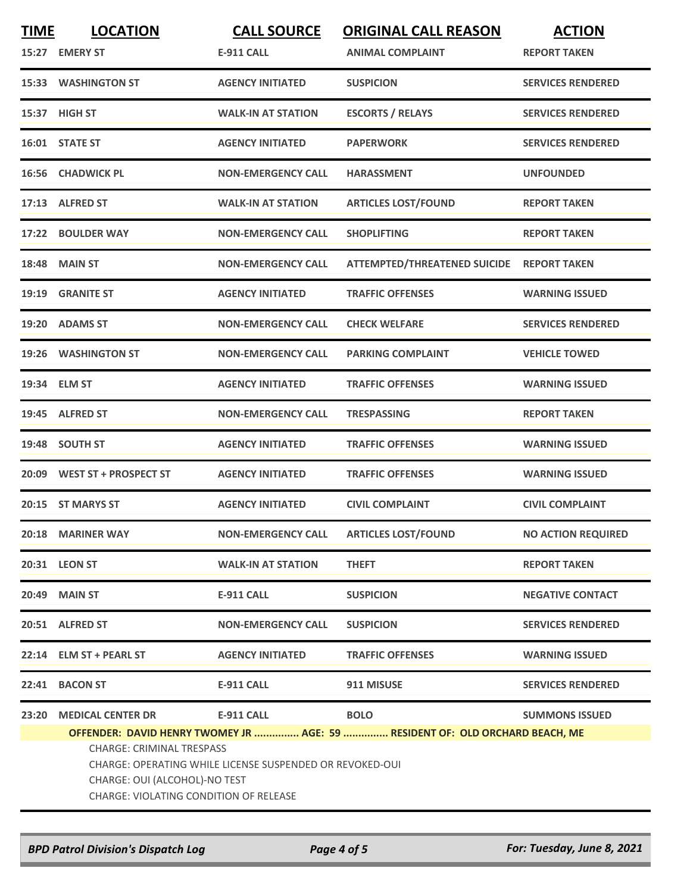| TIME | LOCATION | CALL SOURCE | ORIGINAL CALL REASON | ACTION |
|---|---|---|---|---|
| 15:27 | EMERY ST | E-911 CALL | ANIMAL COMPLAINT | REPORT TAKEN |
| 15:33 | WASHINGTON ST | AGENCY INITIATED | SUSPICION | SERVICES RENDERED |
| 15:37 | HIGH ST | WALK-IN AT STATION | ESCORTS / RELAYS | SERVICES RENDERED |
| 16:01 | STATE ST | AGENCY INITIATED | PAPERWORK | SERVICES RENDERED |
| 16:56 | CHADWICK PL | NON-EMERGENCY CALL | HARASSMENT | UNFOUNDED |
| 17:13 | ALFRED ST | WALK-IN AT STATION | ARTICLES LOST/FOUND | REPORT TAKEN |
| 17:22 | BOULDER WAY | NON-EMERGENCY CALL | SHOPLIFTING | REPORT TAKEN |
| 18:48 | MAIN ST | NON-EMERGENCY CALL | ATTEMPTED/THREATENED SUICIDE | REPORT TAKEN |
| 19:19 | GRANITE ST | AGENCY INITIATED | TRAFFIC OFFENSES | WARNING ISSUED |
| 19:20 | ADAMS ST | NON-EMERGENCY CALL | CHECK WELFARE | SERVICES RENDERED |
| 19:26 | WASHINGTON ST | NON-EMERGENCY CALL | PARKING COMPLAINT | VEHICLE TOWED |
| 19:34 | ELM ST | AGENCY INITIATED | TRAFFIC OFFENSES | WARNING ISSUED |
| 19:45 | ALFRED ST | NON-EMERGENCY CALL | TRESPASSING | REPORT TAKEN |
| 19:48 | SOUTH ST | AGENCY INITIATED | TRAFFIC OFFENSES | WARNING ISSUED |
| 20:09 | WEST ST + PROSPECT ST | AGENCY INITIATED | TRAFFIC OFFENSES | WARNING ISSUED |
| 20:15 | ST MARYS ST | AGENCY INITIATED | CIVIL COMPLAINT | CIVIL COMPLAINT |
| 20:18 | MARINER WAY | NON-EMERGENCY CALL | ARTICLES LOST/FOUND | NO ACTION REQUIRED |
| 20:31 | LEON ST | WALK-IN AT STATION | THEFT | REPORT TAKEN |
| 20:49 | MAIN ST | E-911 CALL | SUSPICION | NEGATIVE CONTACT |
| 20:51 | ALFRED ST | NON-EMERGENCY CALL | SUSPICION | SERVICES RENDERED |
| 22:14 | ELM ST + PEARL ST | AGENCY INITIATED | TRAFFIC OFFENSES | WARNING ISSUED |
| 22:41 | BACON ST | E-911 CALL | 911 MISUSE | SERVICES RENDERED |
| 23:20 | MEDICAL CENTER DR | E-911 CALL | BOLO | SUMMONS ISSUED |

**OFFENDER: DAVID HENRY TWOMEY JR ............... AGE: 59 ............... RESIDENT OF: OLD ORCHARD BEACH, ME**

CHARGE: CRIMINAL TRESPASS
CHARGE: OPERATING WHILE LICENSE SUSPENDED OR REVOKED-OUI
CHARGE: OUI (ALCOHOL)-NO TEST
CHARGE: VIOLATING CONDITION OF RELEASE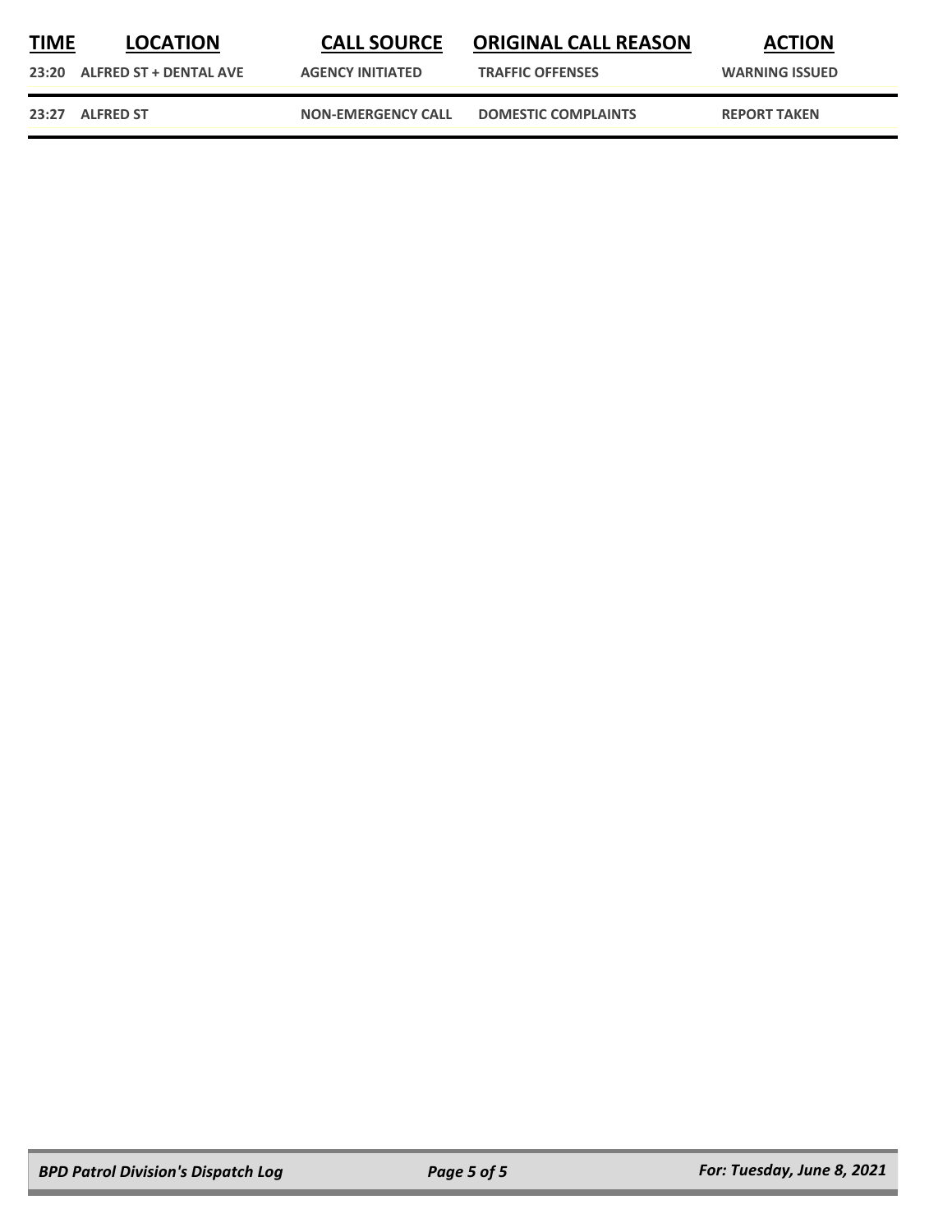| TIME | LOCATION | CALL SOURCE | ORIGINAL CALL REASON | ACTION |
|---|---|---|---|---|
| 23:20 | ALFRED ST + DENTAL AVE | AGENCY INITIATED | TRAFFIC OFFENSES | WARNING ISSUED |
| 23:27 | ALFRED ST | NON-EMERGENCY CALL | DOMESTIC COMPLAINTS | REPORT TAKEN |